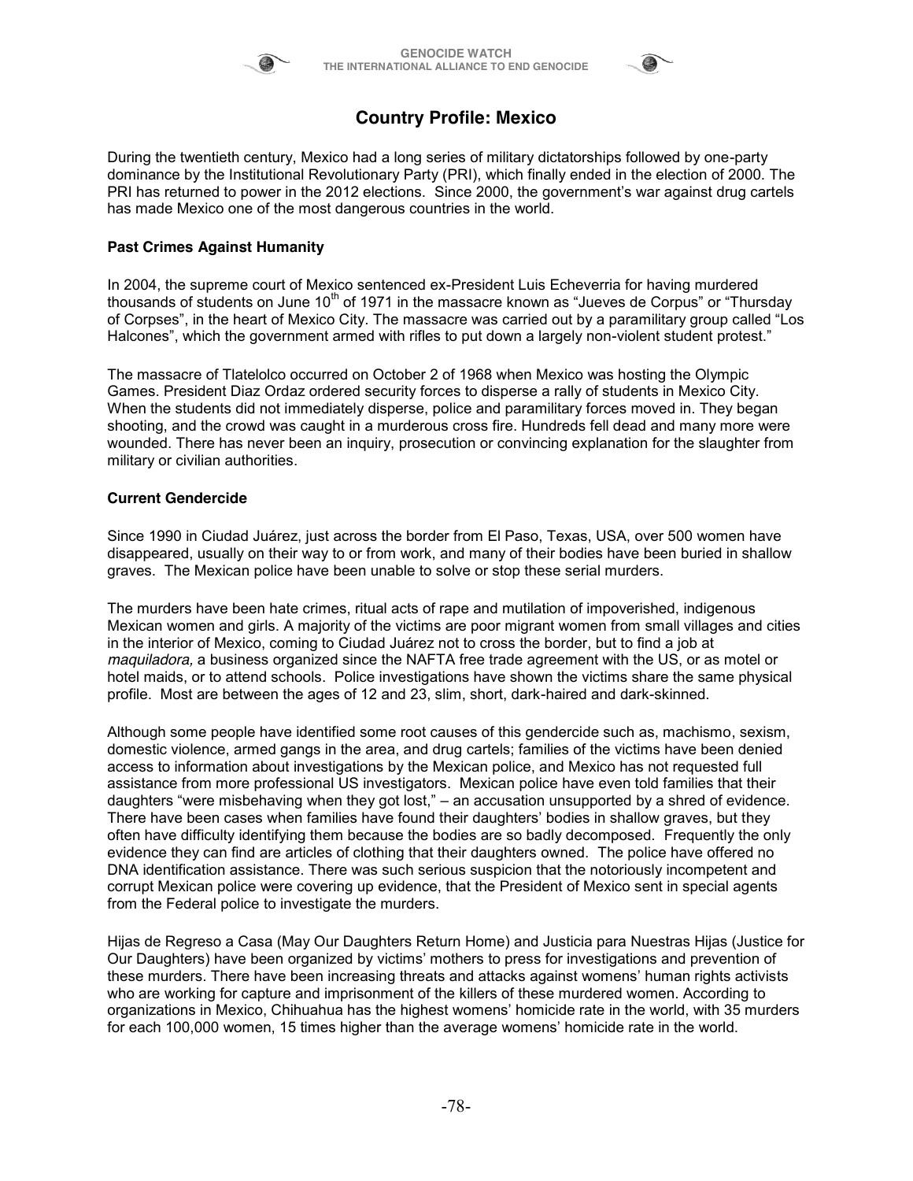# Country Profile: Mexico

During the twentieth century, Mexico had a long series of military dictatorships followed by one-party dominance by the Institutional Revolutionary Party (PRI), which finally ended in the election of 2000. The PRI has returned to power in the 2012 elections. Since 2000, the government's war against drug cartels has made Mexico one of the most dangerous countries in the world.

### Past Crimes Against Humanity

In 2004, the supreme court of Mexico sentenced ex-President Luis Echeverria for having murdered thousands of students on June 10th of 1971 in the massacre known as "Jueves de Corpus" or "Thursday of Corpses", in the heart of Mexico City. The massacre was carried out by a paramilitary group called "Los Halcones", which the government armed with rifles to put down a largely non-violent student protest."

The massacre of Tlatelolco occurred on October 2 of 1968 when Mexico was hosting the Olympic Games. President Diaz Ordaz ordered security forces to disperse a rally of students in Mexico City. When the students did not immediately disperse, police and paramilitary forces moved in. They began shooting, and the crowd was caught in a murderous cross fire. Hundreds fell dead and many more were wounded. There has never been an inquiry, prosecution or convincing explanation for the slaughter from military or civilian authorities.

### Current Gendercide

Since 1990 in Ciudad Juárez, just across the border from El Paso, Texas, USA, over 500 women have disappeared, usually on their way to or from work, and many of their bodies have been buried in shallow graves. The Mexican police have been unable to solve or stop these serial murders.

The murders have been hate crimes, ritual acts of rape and mutilation of impoverished, indigenous Mexican women and girls. A majority of the victims are poor migrant women from small villages and cities in the interior of Mexico, coming to Ciudad Juárez not to cross the border, but to find a job at *maquiladora,* a business organized since the NAFTA free trade agreement with the US, or as motel or hotel maids, or to attend schools. Police investigations have shown the victims share the same physical profile. Most are between the ages of 12 and 23, slim, short, dark-haired and dark-skinned.

Although some people have identified some root causes of this gendercide such as, machismo, sexism, domestic violence, armed gangs in the area, and drug cartels; families of the victims have been denied access to information about investigations by the Mexican police, and Mexico has not requested full assistance from more professional US investigators. Mexican police have even told families that their daughters "were misbehaving when they got lost," – an accusation unsupported by a shred of evidence. There have been cases when families have found their daughters' bodies in shallow graves, but they often have difficulty identifying them because the bodies are so badly decomposed. Frequently the only evidence they can find are articles of clothing that their daughters owned. The police have offered no DNA identification assistance. There was such serious suspicion that the notoriously incompetent and corrupt Mexican police were covering up evidence, that the President of Mexico sent in special agents from the Federal police to investigate the murders.

Hijas de Regreso a Casa (May Our Daughters Return Home) and Justicia para Nuestras Hijas (Justice for Our Daughters) have been organized by victims' mothers to press for investigations and prevention of these murders. There have been increasing threats and attacks against womens' human rights activists who are working for capture and imprisonment of the killers of these murdered women. According to organizations in Mexico, Chihuahua has the highest womens' homicide rate in the world, with 35 murders for each 100,000 women, 15 times higher than the average womens' homicide rate in the world.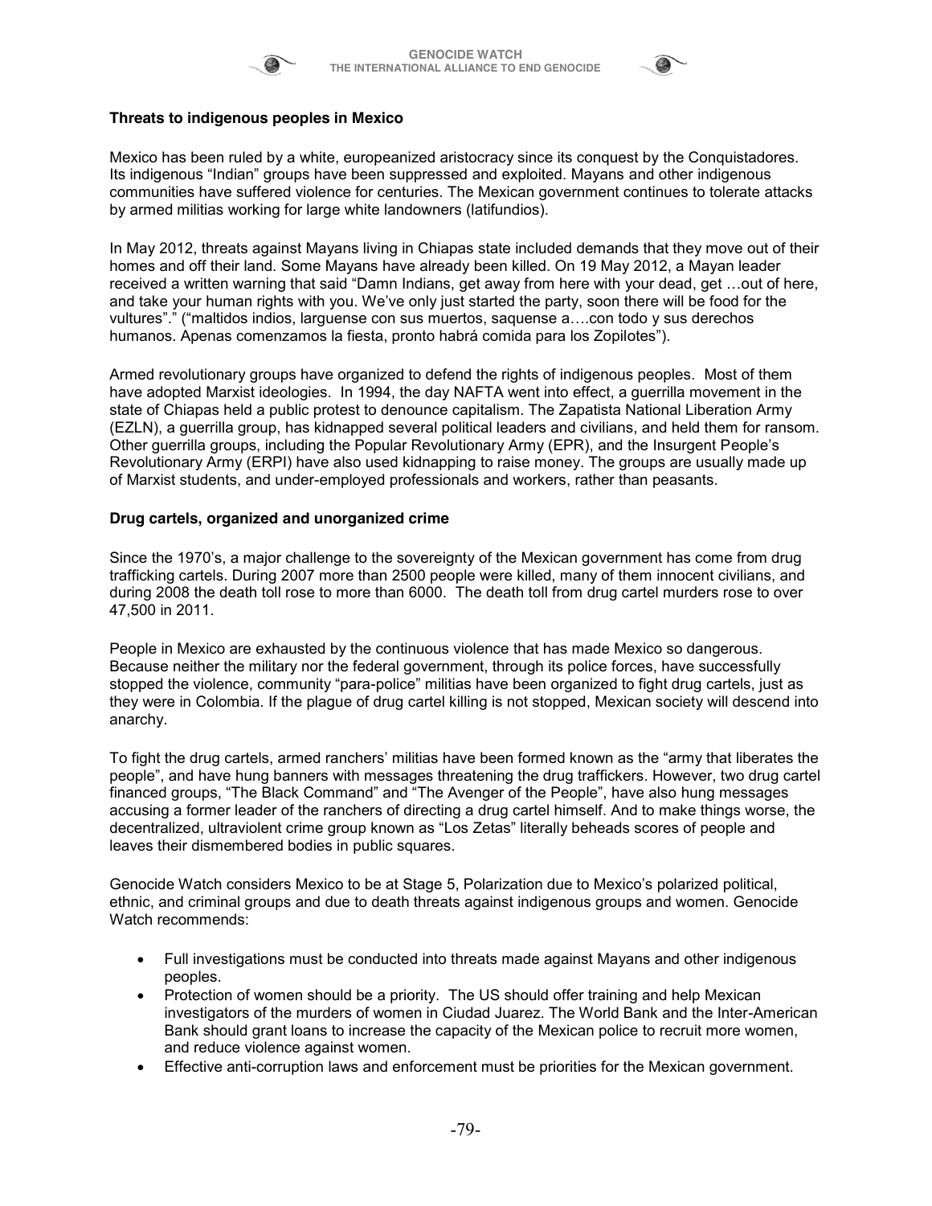### Threats to indigenous peoples in Mexico

Mexico has been ruled by a white, europeanized aristocracy since its conquest by the Conquistadores. Its indigenous "Indian" groups have been suppressed and exploited. Mayans and other indigenous communities have suffered violence for centuries. The Mexican government continues to tolerate attacks by armed militias working for large white landowners (latifundios).

In May 2012, threats against Mayans living in Chiapas state included demands that they move out of their homes and off their land. Some Mayans have already been killed. On 19 May 2012, a Mayan leader received a written warning that said "Damn Indians, get away from here with your dead, get …out of here, and take your human rights with you. We've only just started the party, soon there will be food for the vultures"." ("maltidos indios, larguense con sus muertos, saquense a….con todo y sus derechos humanos. Apenas comenzamos la fiesta, pronto habrá comida para los Zopilotes").

Armed revolutionary groups have organized to defend the rights of indigenous peoples. Most of them have adopted Marxist ideologies. In 1994, the day NAFTA went into effect, a guerrilla movement in the state of Chiapas held a public protest to denounce capitalism. The Zapatista National Liberation Army (EZLN), a guerrilla group, has kidnapped several political leaders and civilians, and held them for ransom. Other guerrilla groups, including the Popular Revolutionary Army (EPR), and the Insurgent People's Revolutionary Army (ERPI) have also used kidnapping to raise money. The groups are usually made up of Marxist students, and under-employed professionals and workers, rather than peasants.

### Drug cartels, organized and unorganized crime

Since the 1970's, a major challenge to the sovereignty of the Mexican government has come from drug trafficking cartels. During 2007 more than 2500 people were killed, many of them innocent civilians, and during 2008 the death toll rose to more than 6000. The death toll from drug cartel murders rose to over 47,500 in 2011.

People in Mexico are exhausted by the continuous violence that has made Mexico so dangerous. Because neither the military nor the federal government, through its police forces, have successfully stopped the violence, community "para-police" militias have been organized to fight drug cartels, just as they were in Colombia. If the plague of drug cartel killing is not stopped, Mexican society will descend into anarchy.

To fight the drug cartels, armed ranchers' militias have been formed known as the "army that liberates the people", and have hung banners with messages threatening the drug traffickers. However, two drug cartel financed groups, "The Black Command" and "The Avenger of the People", have also hung messages accusing a former leader of the ranchers of directing a drug cartel himself. And to make things worse, the decentralized, ultraviolent crime group known as "Los Zetas" literally beheads scores of people and leaves their dismembered bodies in public squares.

Genocide Watch considers Mexico to be at Stage 5, Polarization due to Mexico's polarized political, ethnic, and criminal groups and due to death threats against indigenous groups and women. Genocide Watch recommends:

- Full investigations must be conducted into threats made against Mayans and other indigenous peoples.
- Protection of women should be a priority. The US should offer training and help Mexican investigators of the murders of women in Ciudad Juarez. The World Bank and the Inter-American Bank should grant loans to increase the capacity of the Mexican police to recruit more women, and reduce violence against women.
- Effective anti-corruption laws and enforcement must be priorities for the Mexican government.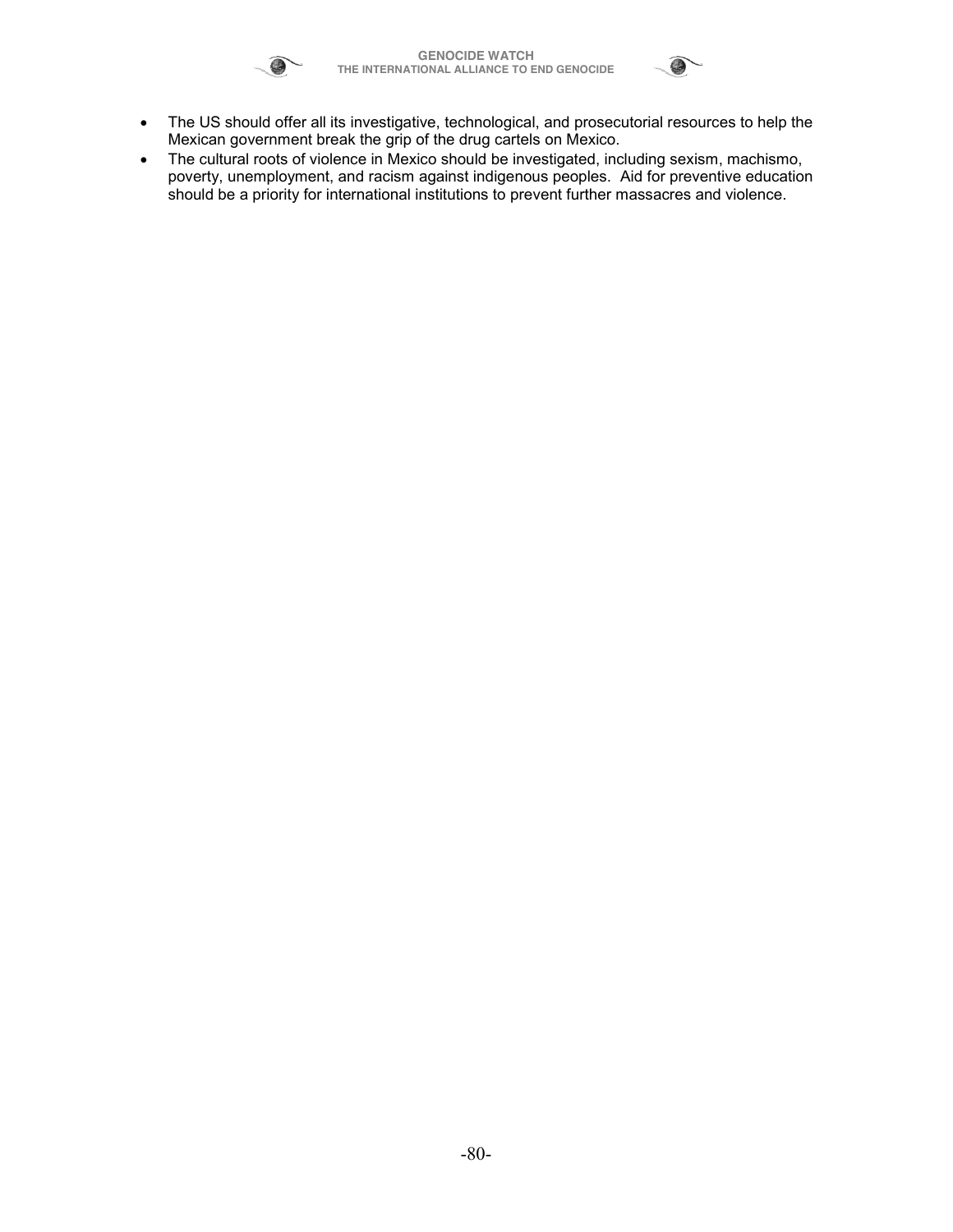- The US should offer all its investigative, technological, and prosecutorial resources to help the Mexican government break the grip of the drug cartels on Mexico.
- The cultural roots of violence in Mexico should be investigated, including sexism, machismo, poverty, unemployment, and racism against indigenous peoples. Aid for preventive education should be a priority for international institutions to prevent further massacres and violence.